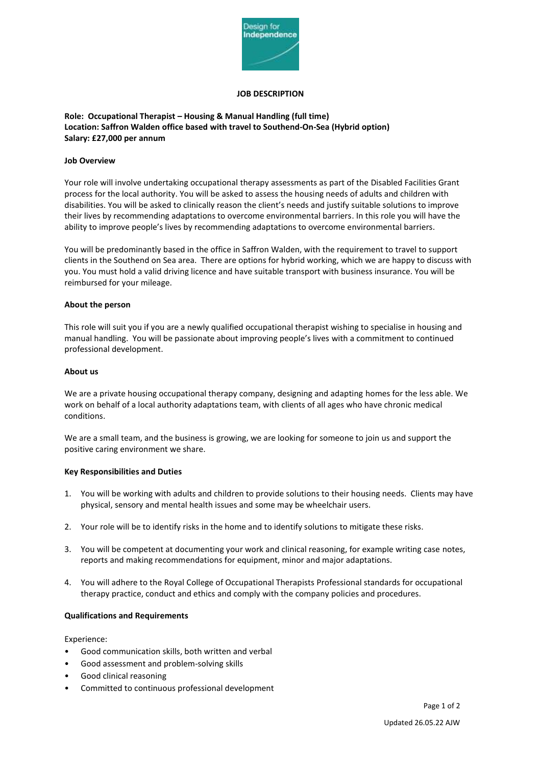# JOB DESCRIPTION

**Role: Occupational Therapist – Housing & Manual Handling (full time)**
**Location: Saffron Walden office based with travel to Southend-On-Sea (Hybrid option)**
**Salary: £27,000 per annum**

## Job Overview

Your role will involve undertaking occupational therapy assessments as part of the Disabled Facilities Grant process for the local authority. You will be asked to assess the housing needs of adults and children with disabilities. You will be asked to clinically reason the client's needs and justify suitable solutions to improve their lives by recommending adaptations to overcome environmental barriers. In this role you will have the ability to improve people's lives by recommending adaptations to overcome environmental barriers.

You will be predominantly based in the office in Saffron Walden, with the requirement to travel to support clients in the Southend on Sea area. There are options for hybrid working, which we are happy to discuss with you. You must hold a valid driving licence and have suitable transport with business insurance. You will be reimbursed for your mileage.

## About the person

This role will suit you if you are a newly qualified occupational therapist wishing to specialise in housing and manual handling. You will be passionate about improving people's lives with a commitment to continued professional development.

## About us

We are a private housing occupational therapy company, designing and adapting homes for the less able. We work on behalf of a local authority adaptations team, with clients of all ages who have chronic medical conditions.

We are a small team, and the business is growing, we are looking for someone to join us and support the positive caring environment we share.

## Key Responsibilities and Duties

1. You will be working with adults and children to provide solutions to their housing needs. Clients may have physical, sensory and mental health issues and some may be wheelchair users.
2. Your role will be to identify risks in the home and to identify solutions to mitigate these risks.
3. You will be competent at documenting your work and clinical reasoning, for example writing case notes, reports and making recommendations for equipment, minor and major adaptations.
4. You will adhere to the Royal College of Occupational Therapists Professional standards for occupational therapy practice, conduct and ethics and comply with the company policies and procedures.

## Qualifications and Requirements

Experience:

- Good communication skills, both written and verbal
- Good assessment and problem-solving skills
- Good clinical reasoning
- Committed to continuous professional development

Updated 26.05.22 AJW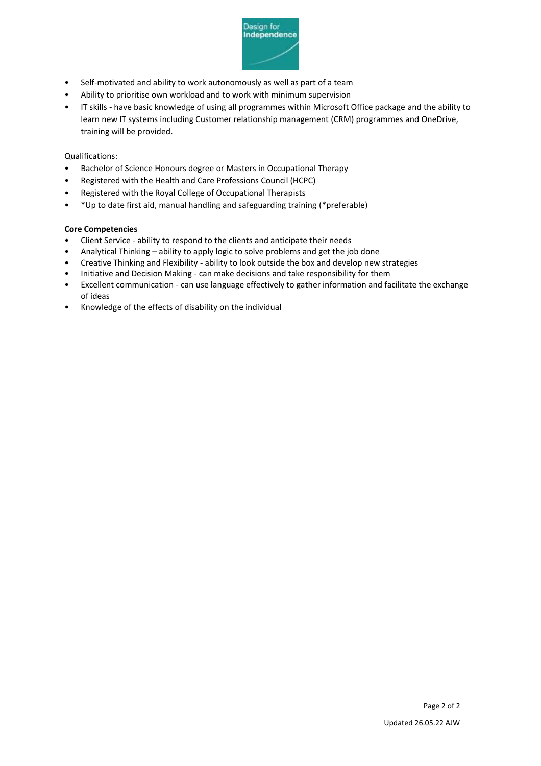- Self-motivated and ability to work autonomously as well as part of a team
- Ability to prioritise own workload and to work with minimum supervision
- IT skills - have basic knowledge of using all programmes within Microsoft Office package and the ability to learn new IT systems including Customer relationship management (CRM) programmes and OneDrive, training will be provided.

Qualifications:

- Bachelor of Science Honours degree or Masters in Occupational Therapy
- Registered with the Health and Care Professions Council (HCPC)
- Registered with the Royal College of Occupational Therapists
- *Up to date first aid, manual handling and safeguarding training (*preferable)

**Core Competencies**

- Client Service - ability to respond to the clients and anticipate their needs
- Analytical Thinking – ability to apply logic to solve problems and get the job done
- Creative Thinking and Flexibility - ability to look outside the box and develop new strategies
- Initiative and Decision Making - can make decisions and take responsibility for them
- Excellent communication - can use language effectively to gather information and facilitate the exchange of ideas
- Knowledge of the effects of disability on the individual

Updated 26.05.22 AJW